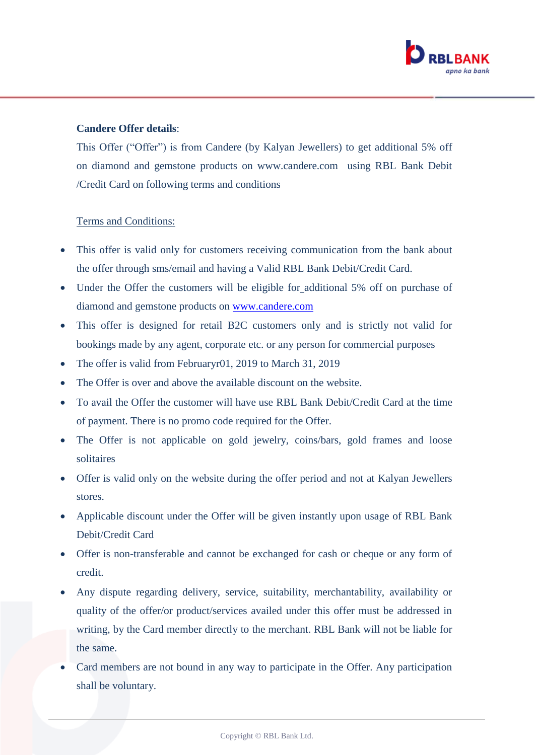**Candere Offer details**:

This Offer ("Offer") is from Candere (by Kalyan Jewellers) to get additional 5% off on diamond and gemstone products on www.candere.com using RBL Bank Debit /Credit Card on following terms and conditions

Terms and Conditions:

- This offer is valid only for customers receiving communication from the bank about the offer through sms/email and having a Valid RBL Bank Debit/Credit Card.
- Under the Offer the customers will be eligible for additional 5% off on purchase of diamond and gemstone products on www.candere.com
- This offer is designed for retail B2C customers only and is strictly not valid for bookings made by any agent, corporate etc. or any person for commercial purposes
- The offer is valid from Februaryr01, 2019 to March 31, 2019
- The Offer is over and above the available discount on the website.
- To avail the Offer the customer will have use RBL Bank Debit/Credit Card at the time of payment. There is no promo code required for the Offer.
- The Offer is not applicable on gold jewelry, coins/bars, gold frames and loose solitaires
- Offer is valid only on the website during the offer period and not at Kalyan Jewellers stores.
- Applicable discount under the Offer will be given instantly upon usage of RBL Bank Debit/Credit Card
- Offer is non-transferable and cannot be exchanged for cash or cheque or any form of credit.
- Any dispute regarding delivery, service, suitability, merchantability, availability or quality of the offer/or product/services availed under this offer must be addressed in writing, by the Card member directly to the merchant. RBL Bank will not be liable for the same.
- Card members are not bound in any way to participate in the Offer. Any participation shall be voluntary.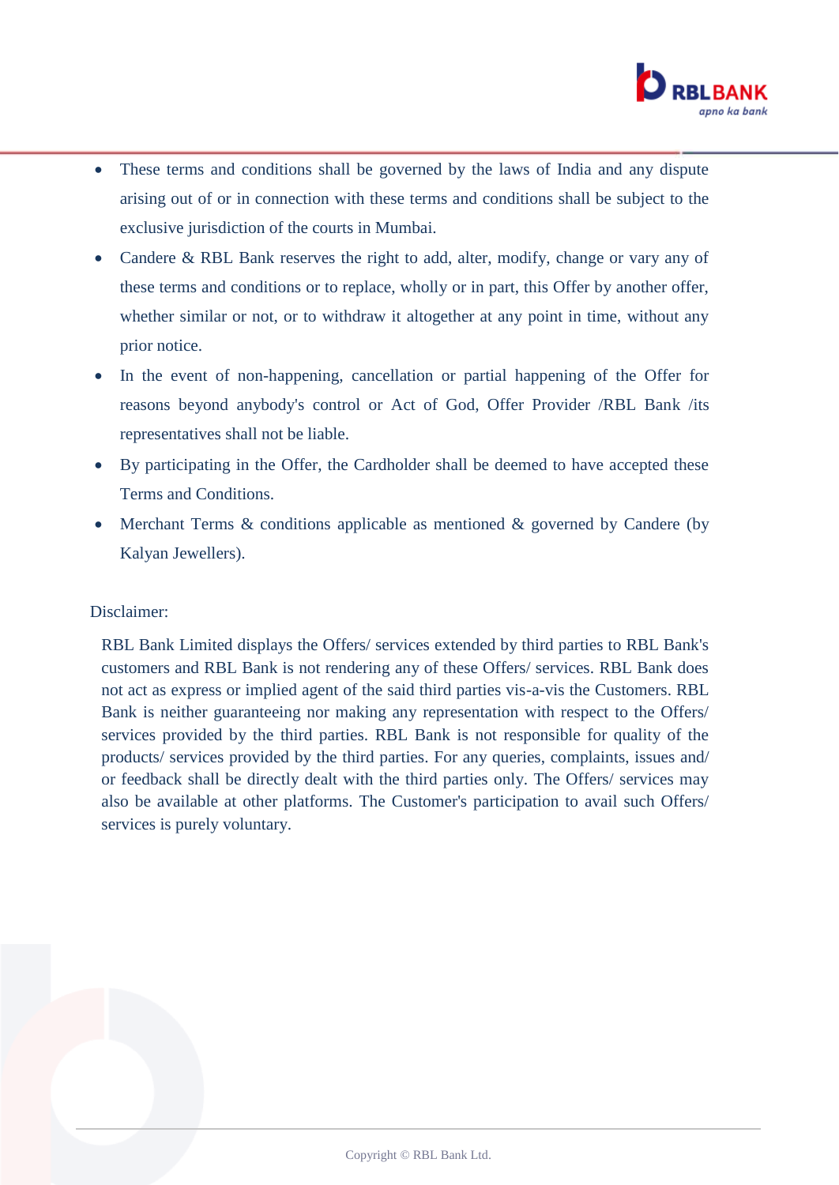- These terms and conditions shall be governed by the laws of India and any dispute arising out of or in connection with these terms and conditions shall be subject to the exclusive jurisdiction of the courts in Mumbai.
- Candere & RBL Bank reserves the right to add, alter, modify, change or vary any of these terms and conditions or to replace, wholly or in part, this Offer by another offer, whether similar or not, or to withdraw it altogether at any point in time, without any prior notice.
- In the event of non-happening, cancellation or partial happening of the Offer for reasons beyond anybody's control or Act of God, Offer Provider /RBL Bank /its representatives shall not be liable.
- By participating in the Offer, the Cardholder shall be deemed to have accepted these Terms and Conditions.
- Merchant Terms & conditions applicable as mentioned & governed by Candere (by Kalyan Jewellers).

Disclaimer:

RBL Bank Limited displays the Offers/ services extended by third parties to RBL Bank's customers and RBL Bank is not rendering any of these Offers/ services. RBL Bank does not act as express or implied agent of the said third parties vis-a-vis the Customers. RBL Bank is neither guaranteeing nor making any representation with respect to the Offers/ services provided by the third parties. RBL Bank is not responsible for quality of the products/ services provided by the third parties. For any queries, complaints, issues and/ or feedback shall be directly dealt with the third parties only. The Offers/ services may also be available at other platforms. The Customer's participation to avail such Offers/ services is purely voluntary.